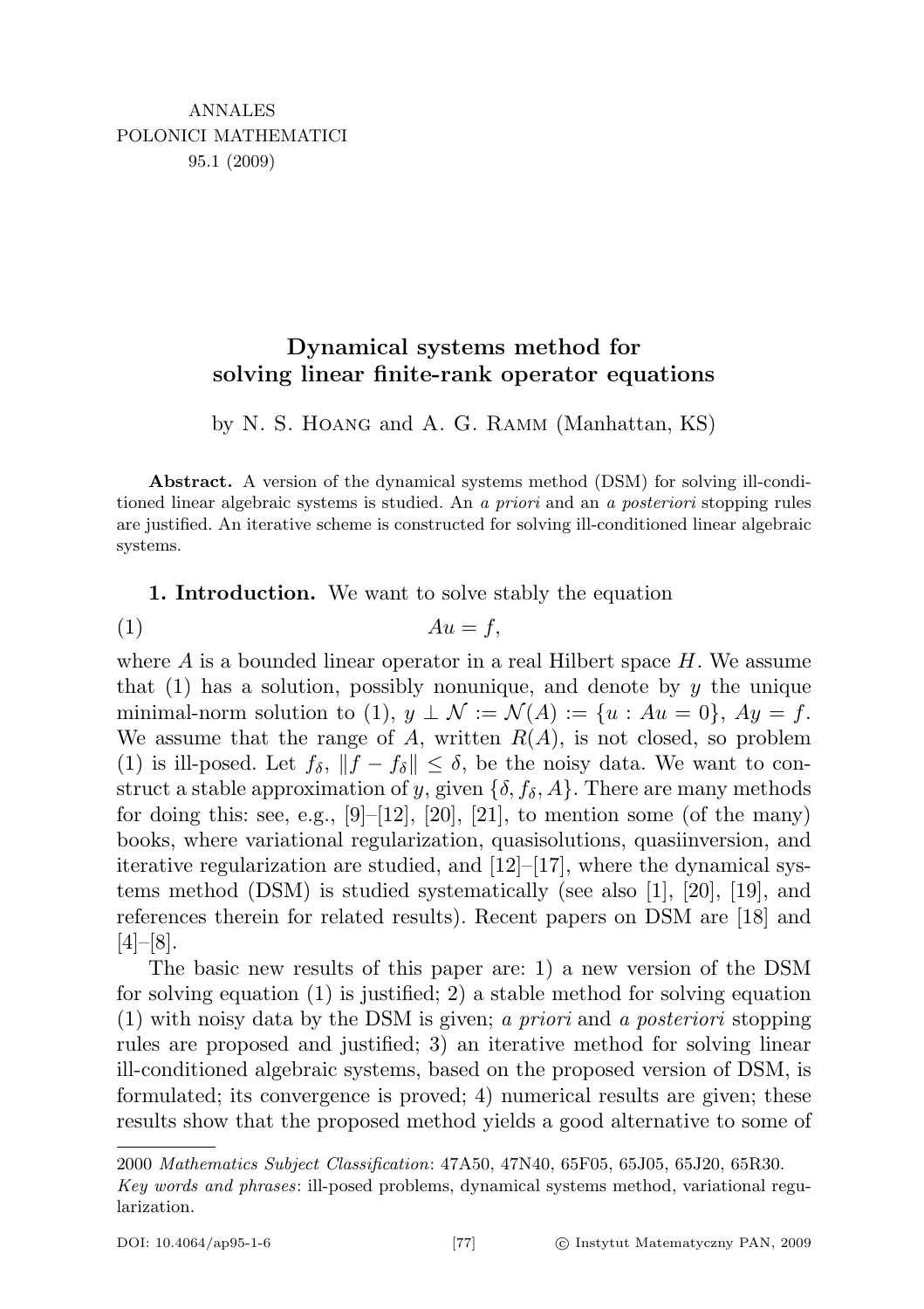# Dynamical systems method for solving linear finite-rank operator equations

by N. S. Hoang and A. G. Ramm (Manhattan, KS)

**Abstract.** A version of the dynamical systems method (DSM) for solving ill-conditioned linear algebraic systems is studied. An *a priori* and an *a posteriori* stopping rules are justified. An iterative scheme is constructed for solving ill-conditioned linear algebraic systems.

**1. Introduction.** We want to solve stably the equation

$$Au = f, \tag{1}$$

where $A$ is a bounded linear operator in a real Hilbert space $H$. We assume that (1) has a solution, possibly nonunique, and denote by $y$ the unique minimal-norm solution to (1), $y \perp \mathcal{N} := \mathcal{N}(A) := \{u : Au = 0\}$, $Ay = f$. We assume that the range of $A$, written $R(A)$, is not closed, so problem (1) is ill-posed. Let $f_\delta$, $\|f - f_\delta\| \leq \delta$, be the noisy data. We want to construct a stable approximation of $y$, given $\{\delta, f_\delta, A\}$. There are many methods for doing this: see, e.g., [9]–[12], [20], [21], to mention some (of the many) books, where variational regularization, quasisolutions, quasiinversion, and iterative regularization are studied, and [12]–[17], where the dynamical systems method (DSM) is studied systematically (see also [1], [20], [19], and references therein for related results). Recent papers on DSM are [18] and [4]–[8].

The basic new results of this paper are: 1) a new version of the DSM for solving equation (1) is justified; 2) a stable method for solving equation (1) with noisy data by the DSM is given; *a priori* and *a posteriori* stopping rules are proposed and justified; 3) an iterative method for solving linear ill-conditioned algebraic systems, based on the proposed version of DSM, is formulated; its convergence is proved; 4) numerical results are given; these results show that the proposed method yields a good alternative to some of

---

2000 *Mathematics Subject Classification*: 47A50, 47N40, 65F05, 65J05, 65J20, 65R30.

*Key words and phrases*: ill-posed problems, dynamical systems method, variational regularization.

DOI: 10.4064/ap95-1-6 © Instytut Matematyczny PAN, 2009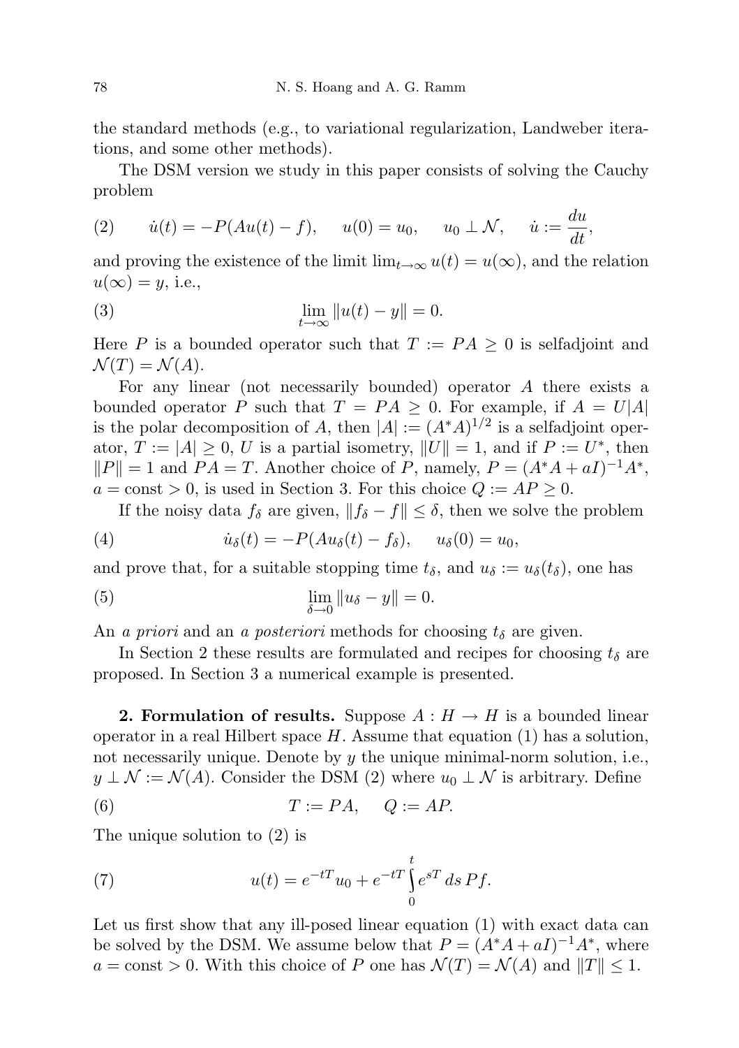the standard methods (e.g., to variational regularization, Landweber iterations, and some other methods).

The DSM version we study in this paper consists of solving the Cauchy problem

$$\dot{u}(t) = -P(Au(t) - f), \quad u(0) = u_0, \quad u_0 \perp \mathcal{N}, \quad \dot{u} := \frac{du}{dt}, \tag{2}$$

and proving the existence of the limit $\lim_{t\to\infty} u(t) = u(\infty)$, and the relation $u(\infty) = y$, i.e.,

$$\lim_{t\to\infty} \|u(t) - y\| = 0. \tag{3}$$

Here $P$ is a bounded operator such that $T := PA \geq 0$ is selfadjoint and $\mathcal{N}(T) = \mathcal{N}(A)$.

For any linear (not necessarily bounded) operator $A$ there exists a bounded operator $P$ such that $T = PA \geq 0$. For example, if $A = U|A|$ is the polar decomposition of $A$, then $|A| := (A^*A)^{1/2}$ is a selfadjoint operator, $T := |A| \geq 0$, $U$ is a partial isometry, $\|U\| = 1$, and if $P := U^*$, then $\|P\| = 1$ and $PA = T$. Another choice of $P$, namely, $P = (A^*A + aI)^{-1}A^*$, $a = \text{const} > 0$, is used in Section 3. For this choice $Q := AP \geq 0$.

If the noisy data $f_\delta$ are given, $\|f_\delta - f\| \leq \delta$, then we solve the problem

$$\dot{u}_\delta(t) = -P(Au_\delta(t) - f_\delta), \quad u_\delta(0) = u_0, \tag{4}$$

and prove that, for a suitable stopping time $t_\delta$, and $u_\delta := u_\delta(t_\delta)$, one has

$$\lim_{\delta\to 0} \|u_\delta - y\| = 0. \tag{5}$$

An *a priori* and an *a posteriori* methods for choosing $t_\delta$ are given.

In Section 2 these results are formulated and recipes for choosing $t_\delta$ are proposed. In Section 3 a numerical example is presented.

**2. Formulation of results.** Suppose $A : H \to H$ is a bounded linear operator in a real Hilbert space $H$. Assume that equation (1) has a solution, not necessarily unique. Denote by $y$ the unique minimal-norm solution, i.e., $y \perp \mathcal{N} := \mathcal{N}(A)$. Consider the DSM (2) where $u_0 \perp \mathcal{N}$ is arbitrary. Define

$$T := PA, \quad Q := AP. \tag{6}$$

The unique solution to (2) is

$$u(t) = e^{-tT}u_0 + e^{-tT}\int_0^t e^{sT}\, ds\, Pf. \tag{7}$$

Let us first show that any ill-posed linear equation (1) with exact data can be solved by the DSM. We assume below that $P = (A^*A + aI)^{-1}A^*$, where $a = \text{const} > 0$. With this choice of $P$ one has $\mathcal{N}(T) = \mathcal{N}(A)$ and $\|T\| \leq 1$.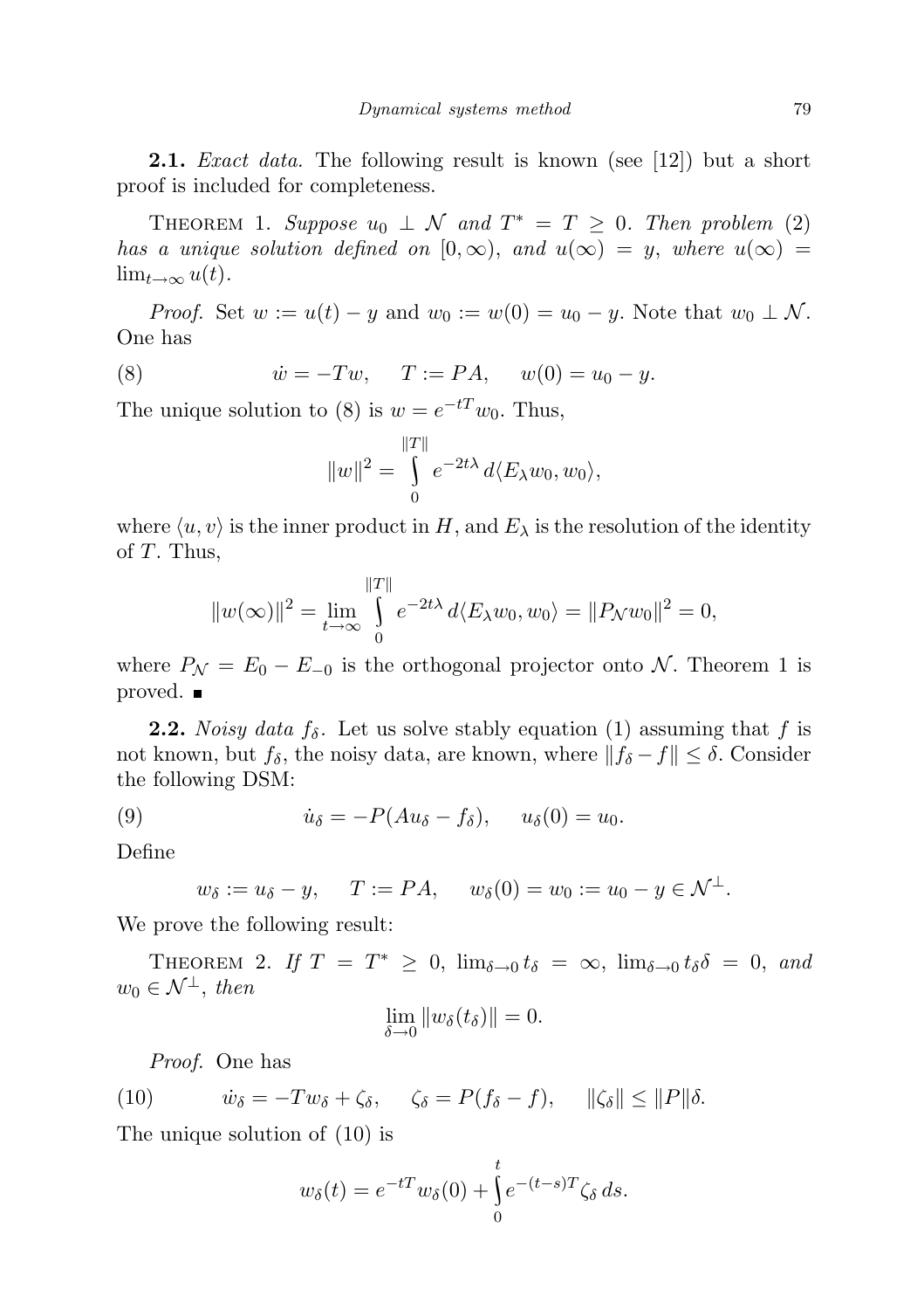**2.1.** *Exact data.* The following result is known (see [12]) but a short proof is included for completeness.

THEOREM 1. *Suppose $u_0 \perp \mathcal{N}$ and $T^* = T \geq 0$. Then problem* (2) *has a unique solution defined on $[0, \infty)$, and $u(\infty) = y$, where $u(\infty) = \lim_{t\to\infty} u(t)$.*

*Proof.* Set $w := u(t) - y$ and $w_0 := w(0) = u_0 - y$. Note that $w_0 \perp \mathcal{N}$. One has

$$\dot{w} = -Tw, \quad T := PA, \quad w(0) = u_0 - y. \tag{8}$$

The unique solution to (8) is $w = e^{-tT}w_0$. Thus,

$$\|w\|^2 = \int_0^{\|T\|} e^{-2t\lambda}\, d\langle E_\lambda w_0, w_0\rangle,$$

where $\langle u, v\rangle$ is the inner product in $H$, and $E_\lambda$ is the resolution of the identity of $T$. Thus,

$$\|w(\infty)\|^2 = \lim_{t\to\infty} \int_0^{\|T\|} e^{-2t\lambda}\, d\langle E_\lambda w_0, w_0\rangle = \|P_{\mathcal{N}} w_0\|^2 = 0,$$

where $P_{\mathcal{N}} = E_0 - E_{-0}$ is the orthogonal projector onto $\mathcal{N}$. Theorem 1 is proved. ∎

**2.2.** *Noisy data $f_\delta$.* Let us solve stably equation (1) assuming that $f$ is not known, but $f_\delta$, the noisy data, are known, where $\|f_\delta - f\| \leq \delta$. Consider the following DSM:

$$\dot{u}_\delta = -P(Au_\delta - f_\delta), \quad u_\delta(0) = u_0. \tag{9}$$

Define

$$w_\delta := u_\delta - y, \quad T := PA, \quad w_\delta(0) = w_0 := u_0 - y \in \mathcal{N}^\perp.$$

We prove the following result:

THEOREM 2. *If $T = T^* \geq 0$, $\lim_{\delta\to 0} t_\delta = \infty$, $\lim_{\delta\to 0} t_\delta\delta = 0$, and $w_0 \in \mathcal{N}^\perp$, then*

$$\lim_{\delta\to 0} \|w_\delta(t_\delta)\| = 0.$$

*Proof.* One has

$$\dot{w}_\delta = -Tw_\delta + \zeta_\delta, \quad \zeta_\delta = P(f_\delta - f), \quad \|\zeta_\delta\| \leq \|P\|\delta. \tag{10}$$

The unique solution of (10) is

$$w_\delta(t) = e^{-tT}w_\delta(0) + \int_0^t e^{-(t-s)T}\zeta_\delta\, ds.$$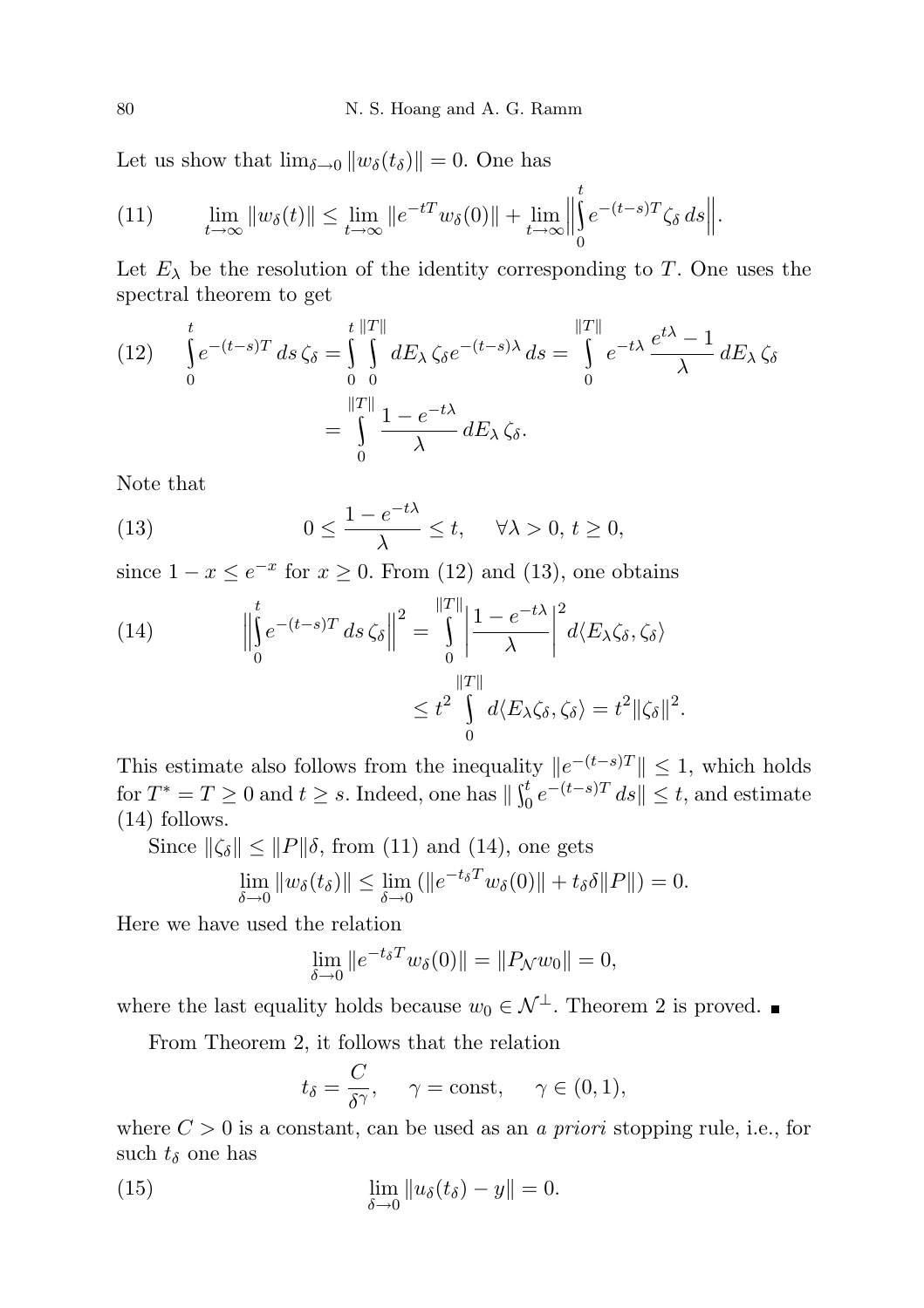Let us show that $\lim_{\delta\to 0}\|w_\delta(t_\delta)\| = 0$. One has

$$\lim_{t\to\infty}\|w_\delta(t)\| \le \lim_{t\to\infty}\|e^{-tT}w_\delta(0)\| + \lim_{t\to\infty}\Big\|\int_0^t e^{-(t-s)T}\zeta_\delta\, ds\Big\|. \tag{11}$$

Let $E_\lambda$ be the resolution of the identity corresponding to $T$. One uses the spectral theorem to get

$$\begin{aligned}\int_0^t e^{-(t-s)T}\, ds\, \zeta_\delta &= \int_0^t\int_0^{\|T\|} dE_\lambda\, \zeta_\delta e^{-(t-s)\lambda}\, ds = \int_0^{\|T\|} e^{-t\lambda}\,\frac{e^{t\lambda}-1}{\lambda}\, dE_\lambda\, \zeta_\delta \\ &= \int_0^{\|T\|} \frac{1-e^{-t\lambda}}{\lambda}\, dE_\lambda\, \zeta_\delta.\end{aligned} \tag{12}$$

Note that

$$0 \le \frac{1-e^{-t\lambda}}{\lambda} \le t, \qquad \forall \lambda > 0,\ t\ge 0, \tag{13}$$

since $1-x \le e^{-x}$ for $x\ge 0$. From (12) and (13), one obtains

$$\begin{aligned}\Big\|\int_0^t e^{-(t-s)T}\, ds\, \zeta_\delta\Big\|^2 &= \int_0^{\|T\|}\Big|\frac{1-e^{-t\lambda}}{\lambda}\Big|^2 d\langle E_\lambda\zeta_\delta,\zeta_\delta\rangle \\ &\le t^2\int_0^{\|T\|} d\langle E_\lambda\zeta_\delta,\zeta_\delta\rangle = t^2\|\zeta_\delta\|^2.\end{aligned} \tag{14}$$

This estimate also follows from the inequality $\|e^{-(t-s)T}\| \le 1$, which holds for $T^* = T \ge 0$ and $t \ge s$. Indeed, one has $\|\int_0^t e^{-(t-s)T}\, ds\| \le t$, and estimate (14) follows.

Since $\|\zeta_\delta\| \le \|P\|\delta$, from (11) and (14), one gets

$$\lim_{\delta\to 0}\|w_\delta(t_\delta)\| \le \lim_{\delta\to 0}\left(\|e^{-t_\delta T}w_\delta(0)\| + t_\delta\delta\|P\|\right) = 0.$$

Here we have used the relation

$$\lim_{\delta\to 0}\|e^{-t_\delta T}w_\delta(0)\| = \|P_{\mathcal{N}}w_0\| = 0,$$

where the last equality holds because $w_0 \in \mathcal{N}^\perp$. Theorem 2 is proved. ∎

From Theorem 2, it follows that the relation

$$t_\delta = \frac{C}{\delta^\gamma}, \qquad \gamma = \text{const}, \qquad \gamma\in(0,1),$$

where $C > 0$ is a constant, can be used as an *a priori* stopping rule, i.e., for such $t_\delta$ one has

$$\lim_{\delta\to 0}\|u_\delta(t_\delta) - y\| = 0. \tag{15}$$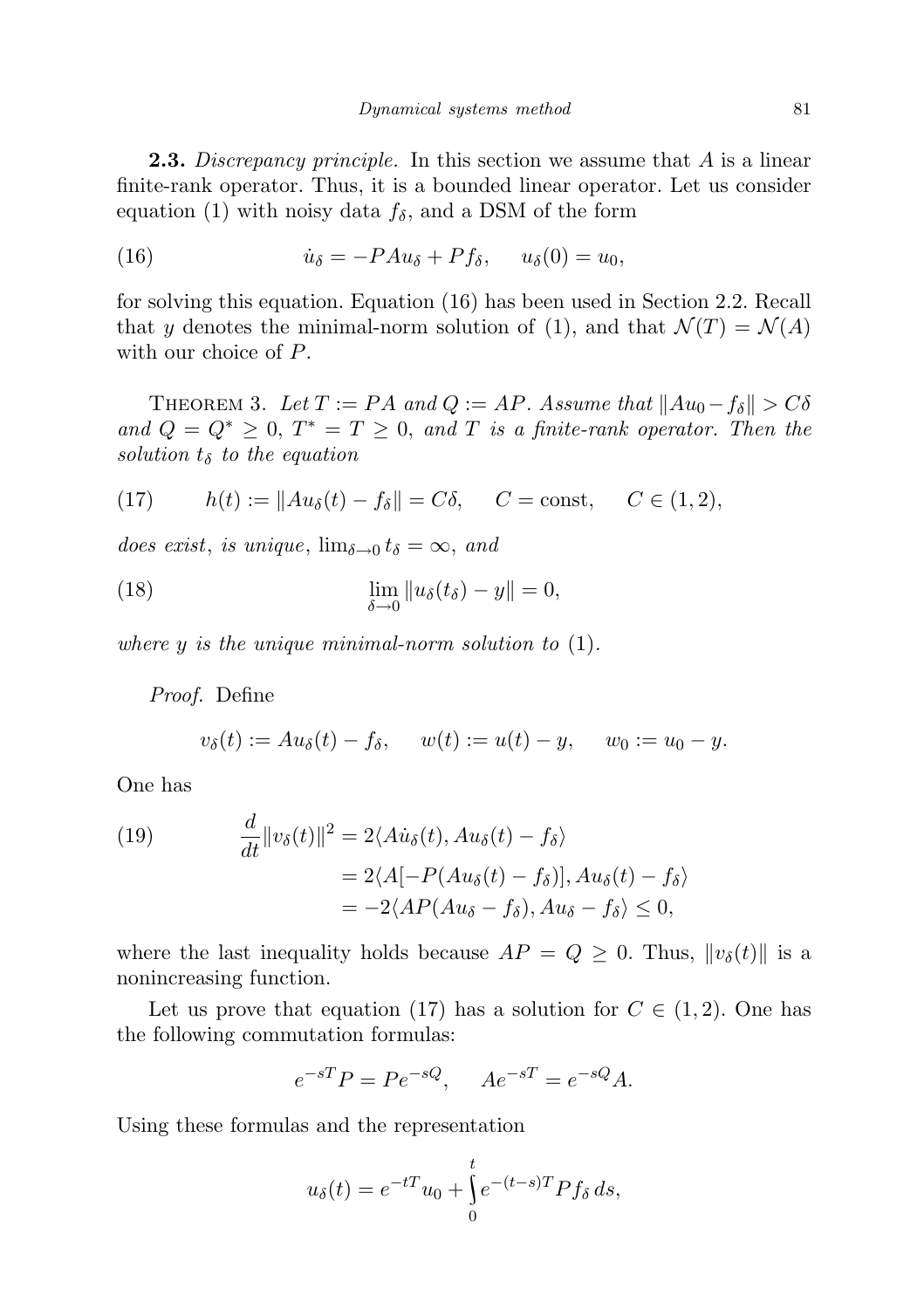**2.3.** *Discrepancy principle.* In this section we assume that $A$ is a linear finite-rank operator. Thus, it is a bounded linear operator. Let us consider equation (1) with noisy data $f_\delta$, and a DSM of the form

$$\dot{u}_\delta = -PAu_\delta + Pf_\delta, \quad u_\delta(0) = u_0, \tag{16}$$

for solving this equation. Equation (16) has been used in Section 2.2. Recall that $y$ denotes the minimal-norm solution of (1), and that $\mathcal{N}(T) = \mathcal{N}(A)$ with our choice of $P$.

THEOREM 3. *Let $T := PA$ and $Q := AP$. Assume that $\|Au_0 - f_\delta\| > C\delta$ and $Q = Q^* \geq 0$, $T^* = T \geq 0$, and $T$ is a finite-rank operator. Then the solution $t_\delta$ to the equation*

$$h(t) := \|Au_\delta(t) - f_\delta\| = C\delta, \quad C = \text{const}, \quad C \in (1,2), \tag{17}$$

*does exist, is unique, $\lim_{\delta\to 0} t_\delta = \infty$, and*

$$\lim_{\delta\to 0} \|u_\delta(t_\delta) - y\| = 0, \tag{18}$$

*where $y$ is the unique minimal-norm solution to* (1).

*Proof.* Define

$$v_\delta(t) := Au_\delta(t) - f_\delta, \quad w(t) := u(t) - y, \quad w_0 := u_0 - y.$$

One has

$$\begin{aligned} \frac{d}{dt}\|v_\delta(t)\|^2 &= 2\langle A\dot{u}_\delta(t), Au_\delta(t) - f_\delta\rangle \\ &= 2\langle A[-P(Au_\delta(t) - f_\delta)], Au_\delta(t) - f_\delta\rangle \\ &= -2\langle AP(Au_\delta - f_\delta), Au_\delta - f_\delta\rangle \leq 0, \end{aligned} \tag{19}$$

where the last inequality holds because $AP = Q \geq 0$. Thus, $\|v_\delta(t)\|$ is a nonincreasing function.

Let us prove that equation (17) has a solution for $C \in (1,2)$. One has the following commutation formulas:

$$e^{-sT}P = Pe^{-sQ}, \quad Ae^{-sT} = e^{-sQ}A.$$

Using these formulas and the representation

$$u_\delta(t) = e^{-tT}u_0 + \int_0^t e^{-(t-s)T}Pf_\delta\, ds,$$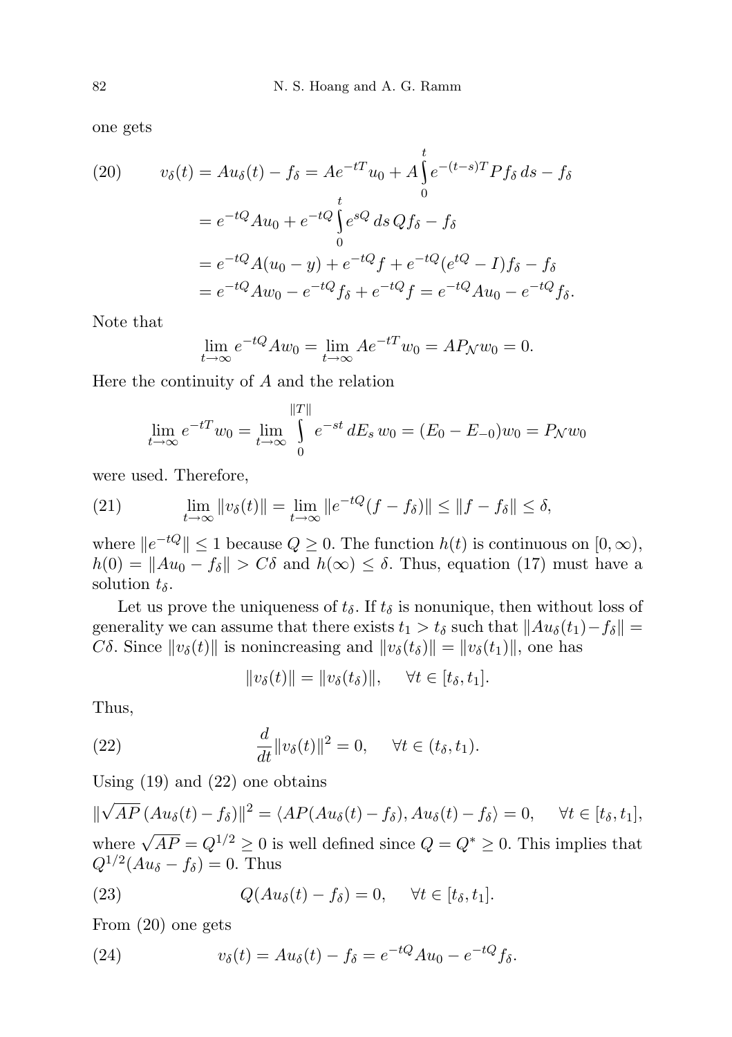one gets

$$v_\delta(t) = Au_\delta(t) - f_\delta = Ae^{-tT}u_0 + A\int_0^t e^{-(t-s)T}Pf_\delta\,ds - f_\delta \tag{20}$$

$$= e^{-tQ}Au_0 + e^{-tQ}\int_0^t e^{sQ}\,ds\,Qf_\delta - f_\delta$$

$$= e^{-tQ}A(u_0 - y) + e^{-tQ}f + e^{-tQ}(e^{tQ} - I)f_\delta - f_\delta$$

$$= e^{-tQ}Aw_0 - e^{-tQ}f_\delta + e^{-tQ}f = e^{-tQ}Au_0 - e^{-tQ}f_\delta.$$

Note that

$$\lim_{t\to\infty} e^{-tQ}Aw_0 = \lim_{t\to\infty} Ae^{-tT}w_0 = AP_{\mathcal{N}}w_0 = 0.$$

Here the continuity of $A$ and the relation

$$\lim_{t\to\infty} e^{-tT}w_0 = \lim_{t\to\infty}\int_0^{\|T\|} e^{-st}\,dE_s\,w_0 = (E_0 - E_{-0})w_0 = P_{\mathcal{N}}w_0$$

were used. Therefore,

$$\lim_{t\to\infty}\|v_\delta(t)\| = \lim_{t\to\infty}\|e^{-tQ}(f - f_\delta)\| \le \|f - f_\delta\| \le \delta, \tag{21}$$

where $\|e^{-tQ}\| \le 1$ because $Q \ge 0$. The function $h(t)$ is continuous on $[0,\infty)$, $h(0) = \|Au_0 - f_\delta\| > C\delta$ and $h(\infty) \le \delta$. Thus, equation (17) must have a solution $t_\delta$.

Let us prove the uniqueness of $t_\delta$. If $t_\delta$ is nonunique, then without loss of generality we can assume that there exists $t_1 > t_\delta$ such that $\|Au_\delta(t_1) - f_\delta\| = C\delta$. Since $\|v_\delta(t)\|$ is nonincreasing and $\|v_\delta(t_\delta)\| = \|v_\delta(t_1)\|$, one has

$$\|v_\delta(t)\| = \|v_\delta(t_\delta)\|, \quad \forall t \in [t_\delta, t_1].$$

Thus,

$$\frac{d}{dt}\|v_\delta(t)\|^2 = 0, \quad \forall t \in (t_\delta, t_1). \tag{22}$$

Using (19) and (22) one obtains

$$\|\sqrt{AP}\,(Au_\delta(t) - f_\delta)\|^2 = \langle AP(Au_\delta(t) - f_\delta), Au_\delta(t) - f_\delta\rangle = 0, \quad \forall t \in [t_\delta, t_1],$$

where $\sqrt{AP} = Q^{1/2} \ge 0$ is well defined since $Q = Q^* \ge 0$. This implies that $Q^{1/2}(Au_\delta - f_\delta) = 0$. Thus

$$Q(Au_\delta(t) - f_\delta) = 0, \quad \forall t \in [t_\delta, t_1]. \tag{23}$$

From (20) one gets

$$v_\delta(t) = Au_\delta(t) - f_\delta = e^{-tQ}Au_0 - e^{-tQ}f_\delta. \tag{24}$$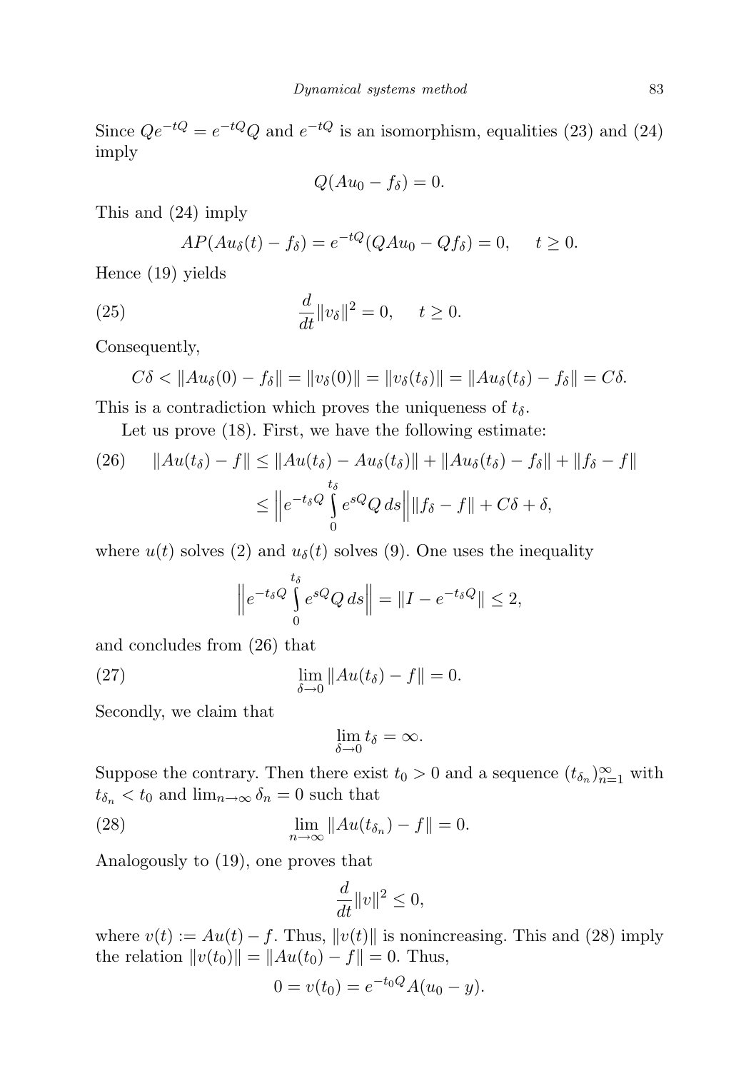Since $Qe^{-tQ} = e^{-tQ}Q$ and $e^{-tQ}$ is an isomorphism, equalities (23) and (24) imply

$$Q(Au_0 - f_\delta) = 0.$$

This and (24) imply

$$AP(Au_\delta(t) - f_\delta) = e^{-tQ}(QAu_0 - Qf_\delta) = 0, \qquad t \geq 0.$$

Hence (19) yields

$$\frac{d}{dt}\|v_\delta\|^2 = 0, \qquad t \geq 0. \tag{25}$$

Consequently,

$$C\delta < \|Au_\delta(0) - f_\delta\| = \|v_\delta(0)\| = \|v_\delta(t_\delta)\| = \|Au_\delta(t_\delta) - f_\delta\| = C\delta.$$

This is a contradiction which proves the uniqueness of $t_\delta$.

Let us prove (18). First, we have the following estimate:

$$\begin{aligned} \|Au(t_\delta) - f\| &\leq \|Au(t_\delta) - Au_\delta(t_\delta)\| + \|Au_\delta(t_\delta) - f_\delta\| + \|f_\delta - f\| \\ &\leq \left\| e^{-t_\delta Q} \int_0^{t_\delta} e^{sQ} Q \, ds \right\| \|f_\delta - f\| + C\delta + \delta, \end{aligned} \tag{26}$$

where $u(t)$ solves (2) and $u_\delta(t)$ solves (9). One uses the inequality

$$\left\| e^{-t_\delta Q} \int_0^{t_\delta} e^{sQ} Q \, ds \right\| = \|I - e^{-t_\delta Q}\| \leq 2,$$

and concludes from (26) that

$$\lim_{\delta \to 0} \|Au(t_\delta) - f\| = 0. \tag{27}$$

Secondly, we claim that

$$\lim_{\delta \to 0} t_\delta = \infty.$$

Suppose the contrary. Then there exist $t_0 > 0$ and a sequence $(t_{\delta_n})_{n=1}^\infty$ with $t_{\delta_n} < t_0$ and $\lim_{n\to\infty} \delta_n = 0$ such that

$$\lim_{n \to \infty} \|Au(t_{\delta_n}) - f\| = 0. \tag{28}$$

Analogously to (19), one proves that

$$\frac{d}{dt}\|v\|^2 \leq 0,$$

where $v(t) := Au(t) - f$. Thus, $\|v(t)\|$ is nonincreasing. This and (28) imply the relation $\|v(t_0)\| = \|Au(t_0) - f\| = 0$. Thus,

$$0 = v(t_0) = e^{-t_0 Q} A(u_0 - y).$$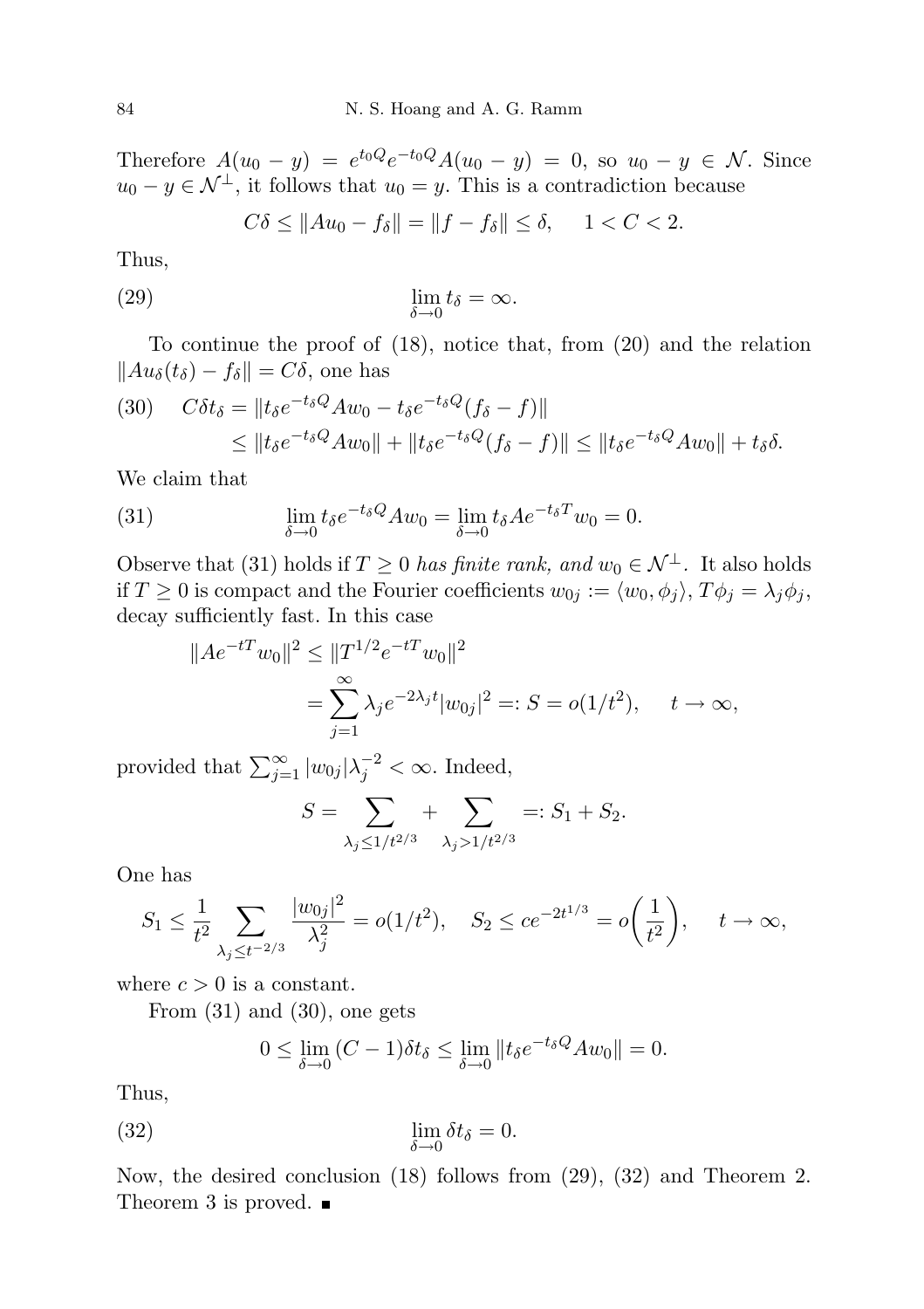Therefore $A(u_0 - y) = e^{t_0 Q} e^{-t_0 Q} A(u_0 - y) = 0$, so $u_0 - y \in \mathcal{N}$. Since $u_0 - y \in \mathcal{N}^\perp$, it follows that $u_0 = y$. This is a contradiction because

$$C\delta \le \|Au_0 - f_\delta\| = \|f - f_\delta\| \le \delta, \qquad 1 < C < 2.$$

Thus,

$$\lim_{\delta \to 0} t_\delta = \infty. \tag{29}$$

To continue the proof of (18), notice that, from (20) and the relation $\|Au_\delta(t_\delta) - f_\delta\| = C\delta$, one has

$$\begin{aligned} C\delta t_\delta &= \|t_\delta e^{-t_\delta Q} A w_0 - t_\delta e^{-t_\delta Q}(f_\delta - f)\| \\ &\le \|t_\delta e^{-t_\delta Q} A w_0\| + \|t_\delta e^{-t_\delta Q}(f_\delta - f)\| \le \|t_\delta e^{-t_\delta Q} A w_0\| + t_\delta \delta. \end{aligned} \tag{30}$$

We claim that

$$\lim_{\delta \to 0} t_\delta e^{-t_\delta Q} A w_0 = \lim_{\delta \to 0} t_\delta A e^{-t_\delta T} w_0 = 0. \tag{31}$$

Observe that (31) holds if $T \ge 0$ *has finite rank, and* $w_0 \in \mathcal{N}^\perp$. It also holds if $T \ge 0$ is compact and the Fourier coefficients $w_{0j} := \langle w_0, \phi_j \rangle$, $T\phi_j = \lambda_j \phi_j$, decay sufficiently fast. In this case

$$\begin{aligned} \|Ae^{-tT} w_0\|^2 &\le \|T^{1/2} e^{-tT} w_0\|^2 \\ &= \sum_{j=1}^{\infty} \lambda_j e^{-2\lambda_j t} |w_{0j}|^2 =: S = o(1/t^2), \qquad t \to \infty, \end{aligned}$$

provided that $\sum_{j=1}^{\infty} |w_{0j}| \lambda_j^{-2} < \infty$. Indeed,

$$S = \sum_{\lambda_j \le 1/t^{2/3}} + \sum_{\lambda_j > 1/t^{2/3}} =: S_1 + S_2.$$

One has

$$S_1 \le \frac{1}{t^2} \sum_{\lambda_j \le t^{-2/3}} \frac{|w_{0j}|^2}{\lambda_j^2} = o(1/t^2), \quad S_2 \le c e^{-2t^{1/3}} = o\left(\frac{1}{t^2}\right), \qquad t \to \infty,$$

where $c > 0$ is a constant.

From (31) and (30), one gets

$$0 \le \lim_{\delta \to 0} (C - 1)\delta t_\delta \le \lim_{\delta \to 0} \|t_\delta e^{-t_\delta Q} A w_0\| = 0.$$

Thus,

$$\lim_{\delta \to 0} \delta t_\delta = 0. \tag{32}$$

Now, the desired conclusion (18) follows from (29), (32) and Theorem 2. Theorem 3 is proved. ∎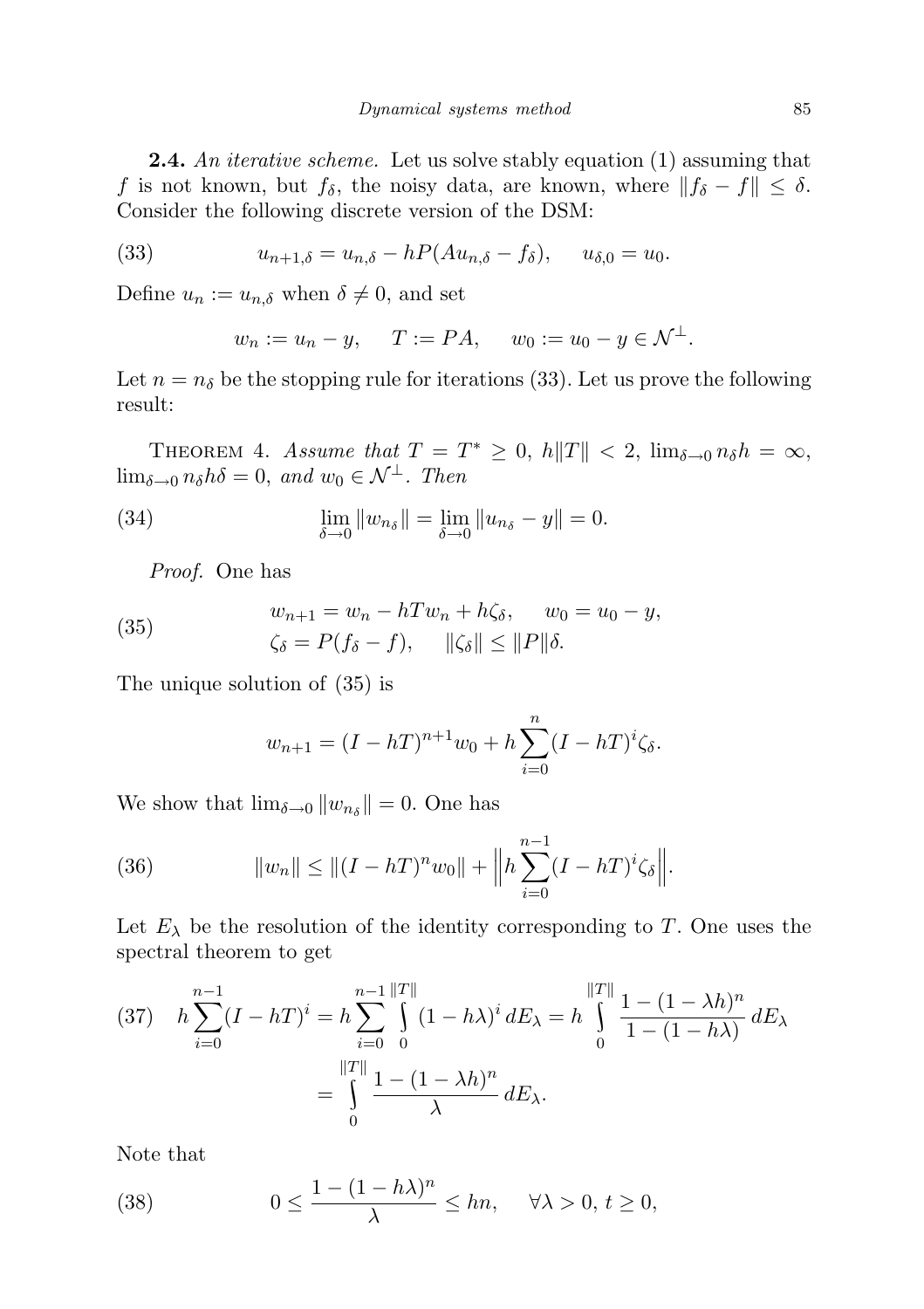**2.4.** *An iterative scheme.* Let us solve stably equation (1) assuming that $f$ is not known, but $f_\delta$, the noisy data, are known, where $\|f_\delta - f\| \le \delta$. Consider the following discrete version of the DSM:

$$u_{n+1,\delta} = u_{n,\delta} - hP(Au_{n,\delta} - f_\delta), \qquad u_{\delta,0} = u_0. \tag{33}$$

Define $u_n := u_{n,\delta}$ when $\delta \neq 0$, and set

$$w_n := u_n - y, \qquad T := PA, \qquad w_0 := u_0 - y \in \mathcal{N}^\perp.$$

Let $n = n_\delta$ be the stopping rule for iterations (33). Let us prove the following result:

THEOREM 4. *Assume that* $T = T^* \ge 0$, $h\|T\| < 2$, $\lim_{\delta\to 0} n_\delta h = \infty$, $\lim_{\delta\to 0} n_\delta h\delta = 0$, *and* $w_0 \in \mathcal{N}^\perp$. *Then*

$$\lim_{\delta\to 0} \|w_{n_\delta}\| = \lim_{\delta\to 0} \|u_{n_\delta} - y\| = 0. \tag{34}$$

*Proof.* One has

$$\begin{aligned} &w_{n+1} = w_n - hTw_n + h\zeta_\delta, \qquad w_0 = u_0 - y,\\ &\zeta_\delta = P(f_\delta - f), \qquad \|\zeta_\delta\| \le \|P\|\delta. \end{aligned} \tag{35}$$

The unique solution of (35) is

$$w_{n+1} = (I - hT)^{n+1} w_0 + h\sum_{i=0}^{n} (I - hT)^i \zeta_\delta.$$

We show that $\lim_{\delta\to 0} \|w_{n_\delta}\| = 0$. One has

$$\|w_n\| \le \|(I - hT)^n w_0\| + \Big\| h\sum_{i=0}^{n-1} (I - hT)^i \zeta_\delta \Big\|. \tag{36}$$

Let $E_\lambda$ be the resolution of the identity corresponding to $T$. One uses the spectral theorem to get

$$\begin{aligned} h\sum_{i=0}^{n-1}(I - hT)^i &= h\sum_{i=0}^{n-1} \int_0^{\|T\|} (1 - h\lambda)^i \, dE_\lambda = h\int_0^{\|T\|} \frac{1 - (1 - \lambda h)^n}{1 - (1 - h\lambda)} \, dE_\lambda \\ &= \int_0^{\|T\|} \frac{1 - (1 - \lambda h)^n}{\lambda} \, dE_\lambda. \end{aligned} \tag{37}$$

Note that

$$0 \le \frac{1 - (1 - h\lambda)^n}{\lambda} \le hn, \qquad \forall \lambda > 0,\ t \ge 0, \tag{38}$$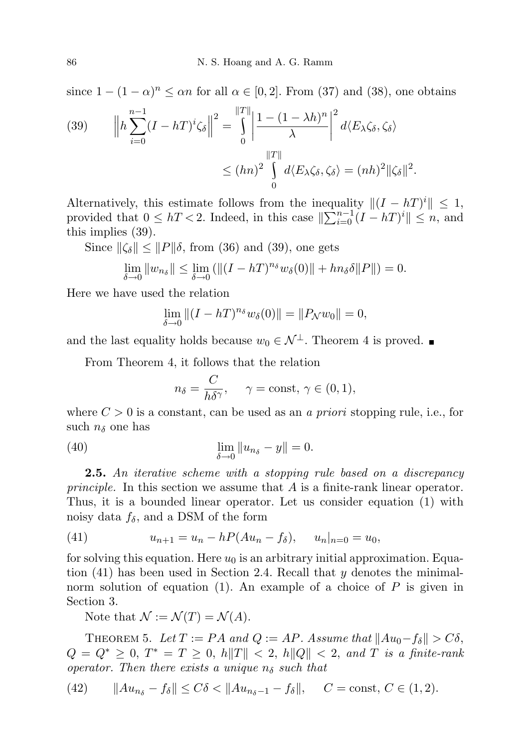since $1-(1-\alpha)^n \le \alpha n$ for all $\alpha \in [0,2]$. From (37) and (38), one obtains

$$
(39) \qquad \Big\| h\sum_{i=0}^{n-1}(I-hT)^i\zeta_\delta\Big\|^2 = \int_0^{\|T\|}\Big|\frac{1-(1-\lambda h)^n}{\lambda}\Big|^2\, d\langle E_\lambda\zeta_\delta,\zeta_\delta\rangle
$$

$$
\le (hn)^2\int_0^{\|T\|} d\langle E_\lambda\zeta_\delta,\zeta_\delta\rangle = (nh)^2\|\zeta_\delta\|^2.
$$

Alternatively, this estimate follows from the inequality $\|(I-hT)^i\| \le 1$, provided that $0 \le hT < 2$. Indeed, in this case $\|\sum_{i=0}^{n-1}(I-hT)^i\| \le n$, and this implies (39).

Since $\|\zeta_\delta\| \le \|P\|\delta$, from (36) and (39), one gets

$$
\lim_{\delta\to 0}\|w_{n_\delta}\| \le \lim_{\delta\to 0}\left(\|(I-hT)^{n_\delta}w_\delta(0)\| + hn_\delta\delta\|P\|\right) = 0.
$$

Here we have used the relation

$$
\lim_{\delta\to 0}\|(I-hT)^{n_\delta}w_\delta(0)\| = \|P_{\mathcal{N}}w_0\| = 0,
$$

and the last equality holds because $w_0 \in \mathcal{N}^\perp$. Theorem 4 is proved. ∎

From Theorem 4, it follows that the relation

$$
n_\delta = \frac{C}{h\delta^\gamma}, \qquad \gamma = \text{const},\ \gamma\in(0,1),
$$

where $C > 0$ is a constant, can be used as an *a priori* stopping rule, i.e., for such $n_\delta$ one has

$$
(40) \qquad \lim_{\delta\to 0}\|u_{n_\delta} - y\| = 0.
$$

**2.5.** *An iterative scheme with a stopping rule based on a discrepancy principle.* In this section we assume that $A$ is a finite-rank linear operator. Thus, it is a bounded linear operator. Let us consider equation (1) with noisy data $f_\delta$, and a DSM of the form

$$
(41) \qquad u_{n+1} = u_n - hP(Au_n - f_\delta), \qquad u_n|_{n=0} = u_0,
$$

for solving this equation. Here $u_0$ is an arbitrary initial approximation. Equation (41) has been used in Section 2.4. Recall that $y$ denotes the minimal-norm solution of equation (1). An example of a choice of $P$ is given in Section 3.

Note that $\mathcal{N} := \mathcal{N}(T) = \mathcal{N}(A)$.

THEOREM 5. *Let $T := PA$ and $Q := AP$. Assume that $\|Au_0 - f_\delta\| > C\delta$, $Q = Q^* \ge 0$, $T^* = T \ge 0$, $h\|T\| < 2$, $h\|Q\| < 2$, and $T$ is a finite-rank operator. Then there exists a unique $n_\delta$ such that*

$$
(42) \qquad \|Au_{n_\delta} - f_\delta\| \le C\delta < \|Au_{n_\delta - 1} - f_\delta\|, \qquad C = \text{const},\ C\in(1,2).
$$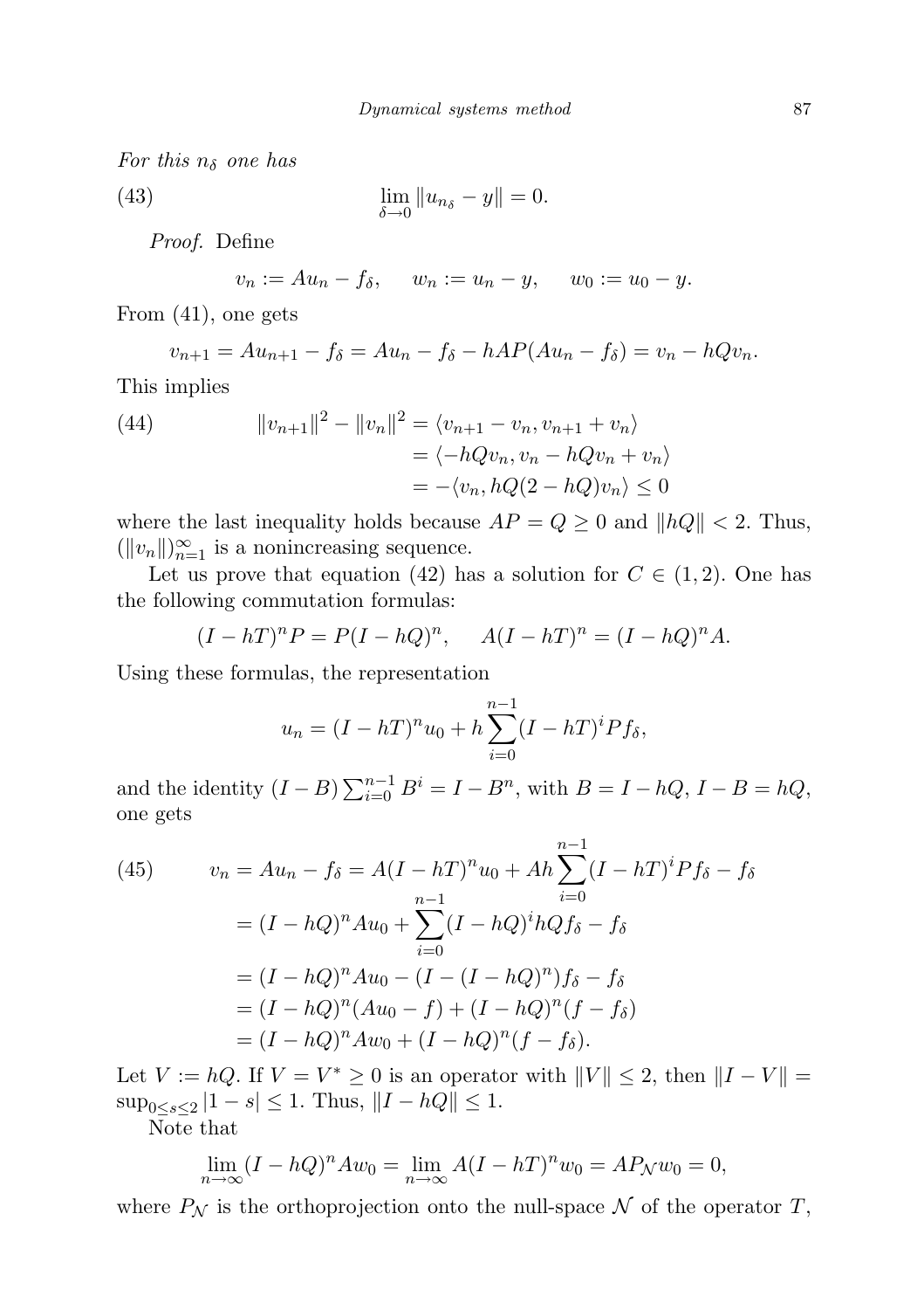*For this $n_\delta$ one has*

$$\lim_{\delta\to 0}\|u_{n_\delta} - y\| = 0. \tag{43}$$

*Proof.* Define

$$v_n := Au_n - f_\delta, \quad w_n := u_n - y, \quad w_0 := u_0 - y.$$

From (41), one gets

$$v_{n+1} = Au_{n+1} - f_\delta = Au_n - f_\delta - hAP(Au_n - f_\delta) = v_n - hQv_n.$$

This implies

$$\begin{aligned}
\|v_{n+1}\|^2 - \|v_n\|^2 &= \langle v_{n+1} - v_n, v_{n+1} + v_n\rangle \\
&= \langle -hQv_n, v_n - hQv_n + v_n\rangle \\
&= -\langle v_n, hQ(2-hQ)v_n\rangle \le 0
\end{aligned} \tag{44}$$

where the last inequality holds because $AP = Q \ge 0$ and $\|hQ\| < 2$. Thus, $(\|v_n\|)_{n=1}^\infty$ is a nonincreasing sequence.

Let us prove that equation (42) has a solution for $C \in (1,2)$. One has the following commutation formulas:

$$(I-hT)^nP = P(I-hQ)^n, \quad A(I-hT)^n = (I-hQ)^nA.$$

Using these formulas, the representation

$$u_n = (I-hT)^nu_0 + h\sum_{i=0}^{n-1}(I-hT)^iPf_\delta,$$

and the identity $(I-B)\sum_{i=0}^{n-1}B^i = I - B^n$, with $B = I - hQ$, $I - B = hQ$, one gets

$$\begin{aligned}
v_n = Au_n - f_\delta &= A(I-hT)^nu_0 + Ah\sum_{i=0}^{n-1}(I-hT)^iPf_\delta - f_\delta \\
&= (I-hQ)^nAu_0 + \sum_{i=0}^{n-1}(I-hQ)^ihQf_\delta - f_\delta \\
&= (I-hQ)^nAu_0 - (I-(I-hQ)^n)f_\delta - f_\delta \\
&= (I-hQ)^n(Au_0 - f) + (I-hQ)^n(f - f_\delta) \\
&= (I-hQ)^nAw_0 + (I-hQ)^n(f-f_\delta).
\end{aligned} \tag{45}$$

Let $V := hQ$. If $V = V^* \ge 0$ is an operator with $\|V\| \le 2$, then $\|I - V\| = \sup_{0\le s\le 2}|1-s| \le 1$. Thus, $\|I - hQ\| \le 1$.

Note that

$$\lim_{n\to\infty}(I-hQ)^nAw_0 = \lim_{n\to\infty}A(I-hT)^nw_0 = AP_{\mathcal{N}}w_0 = 0,$$

where $P_{\mathcal{N}}$ is the orthoprojection onto the null-space $\mathcal{N}$ of the operator $T$,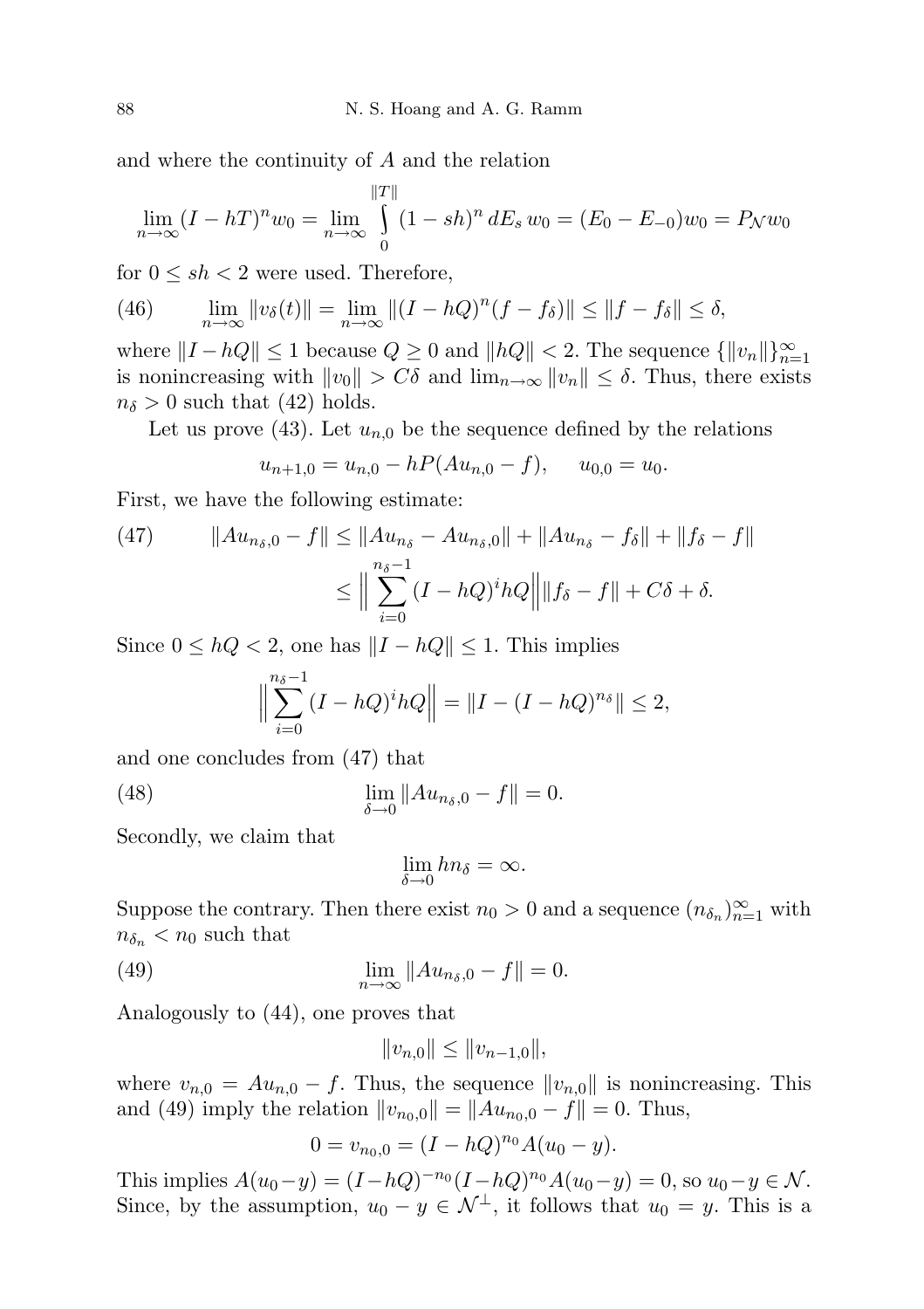and where the continuity of $A$ and the relation

$$\lim_{n\to\infty}(I-hT)^n w_0 = \lim_{n\to\infty}\int_0^{\|T\|}(1-sh)^n\,dE_s\,w_0 = (E_0-E_{-0})w_0 = P_{\mathcal{N}}w_0$$

for $0 \le sh < 2$ were used. Therefore,

$$\lim_{n\to\infty}\|v_\delta(t)\| = \lim_{n\to\infty}\|(I-hQ)^n(f-f_\delta)\| \le \|f-f_\delta\| \le \delta, \tag{46}$$

where $\|I-hQ\|\le 1$ because $Q\ge 0$ and $\|hQ\|<2$. The sequence $\{\|v_n\|\}_{n=1}^\infty$ is nonincreasing with $\|v_0\|>C\delta$ and $\lim_{n\to\infty}\|v_n\|\le\delta$. Thus, there exists $n_\delta>0$ such that (42) holds.

Let us prove (43). Let $u_{n,0}$ be the sequence defined by the relations

$$u_{n+1,0} = u_{n,0} - hP(Au_{n,0}-f), \qquad u_{0,0}=u_0.$$

First, we have the following estimate:

$$\begin{aligned}\|Au_{n_\delta,0}-f\| &\le \|Au_{n_\delta}-Au_{n_\delta,0}\| + \|Au_{n_\delta}-f_\delta\| + \|f_\delta - f\| \\ &\le \Big\|\sum_{i=0}^{n_\delta-1}(I-hQ)^i hQ\Big\|\|f_\delta-f\| + C\delta+\delta.\end{aligned} \tag{47}$$

Since $0\le hQ<2$, one has $\|I-hQ\|\le 1$. This implies

$$\Big\|\sum_{i=0}^{n_\delta-1}(I-hQ)^i hQ\Big\| = \|I-(I-hQ)^{n_\delta}\| \le 2,$$

and one concludes from (47) that

$$\lim_{\delta\to 0}\|Au_{n_\delta,0}-f\| = 0. \tag{48}$$

Secondly, we claim that

$$\lim_{\delta\to 0} hn_\delta = \infty.$$

Suppose the contrary. Then there exist $n_0>0$ and a sequence $(n_{\delta_n})_{n=1}^\infty$ with $n_{\delta_n}<n_0$ such that

$$\lim_{n\to\infty}\|Au_{n_\delta,0}-f\| = 0. \tag{49}$$

Analogously to (44), one proves that

$$\|v_{n,0}\| \le \|v_{n-1,0}\|,$$

where $v_{n,0} = Au_{n,0}-f$. Thus, the sequence $\|v_{n,0}\|$ is nonincreasing. This and (49) imply the relation $\|v_{n_0,0}\| = \|Au_{n_0,0}-f\| = 0$. Thus,

$$0 = v_{n_0,0} = (I-hQ)^{n_0}A(u_0-y).$$

This implies $A(u_0-y) = (I-hQ)^{-n_0}(I-hQ)^{n_0}A(u_0-y)=0$, so $u_0-y\in\mathcal{N}$. Since, by the assumption, $u_0-y\in\mathcal{N}^\perp$, it follows that $u_0=y$. This is a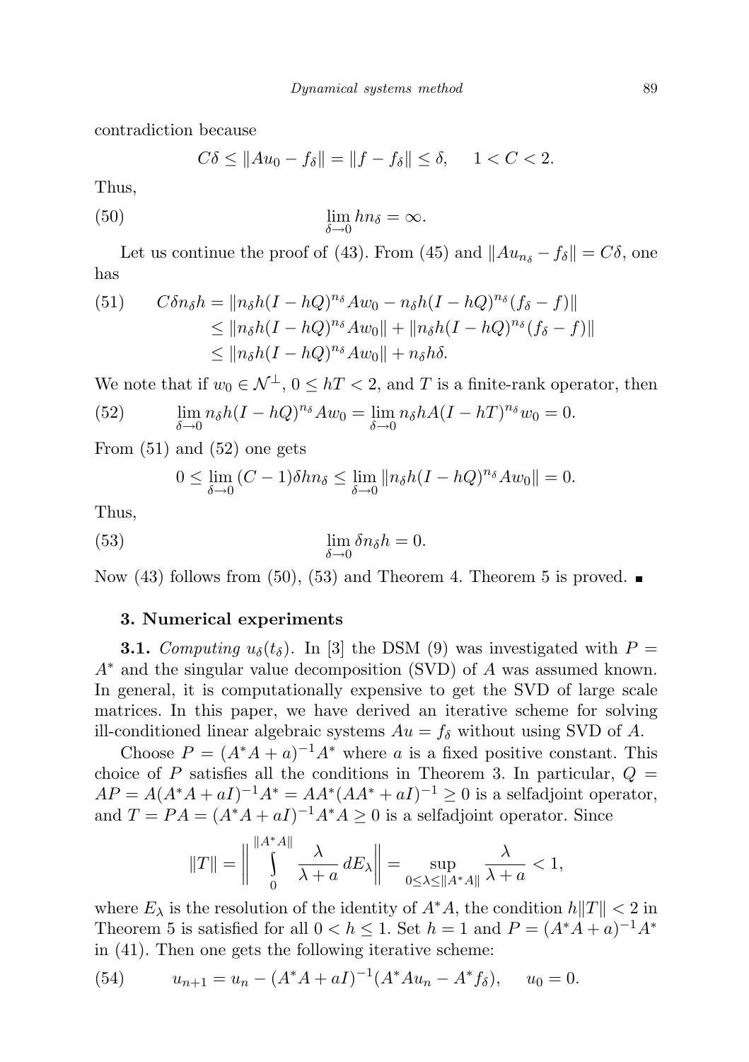contradiction because

$$C\delta \leq \|Au_0 - f_\delta\| = \|f - f_\delta\| \leq \delta, \quad 1 < C < 2.$$

Thus,

$$\lim_{\delta \to 0} hn_\delta = \infty. \tag{50}$$

Let us continue the proof of (43). From (45) and $\|Au_{n_\delta} - f_\delta\| = C\delta$, one has

$$\begin{aligned} C\delta n_\delta h &= \|n_\delta h(I - hQ)^{n_\delta} Aw_0 - n_\delta h(I - hQ)^{n_\delta}(f_\delta - f)\| \\ &\leq \|n_\delta h(I - hQ)^{n_\delta} Aw_0\| + \|n_\delta h(I - hQ)^{n_\delta}(f_\delta - f)\| \\ &\leq \|n_\delta h(I - hQ)^{n_\delta} Aw_0\| + n_\delta h\delta. \end{aligned} \tag{51}$$

We note that if $w_0 \in \mathcal{N}^\perp$, $0 \leq hT < 2$, and $T$ is a finite-rank operator, then

$$\lim_{\delta \to 0} n_\delta h(I - hQ)^{n_\delta} Aw_0 = \lim_{\delta \to 0} n_\delta hA(I - hT)^{n_\delta} w_0 = 0. \tag{52}$$

From (51) and (52) one gets

$$0 \leq \lim_{\delta \to 0} (C - 1)\delta hn_\delta \leq \lim_{\delta \to 0} \|n_\delta h(I - hQ)^{n_\delta} Aw_0\| = 0.$$

Thus,

$$\lim_{\delta \to 0} \delta n_\delta h = 0. \tag{53}$$

Now (43) follows from (50), (53) and Theorem 4. Theorem 5 is proved. ∎

### 3. Numerical experiments

**3.1.** *Computing $u_\delta(t_\delta)$.* In [3] the DSM (9) was investigated with $P = A^*$ and the singular value decomposition (SVD) of $A$ was assumed known. In general, it is computationally expensive to get the SVD of large scale matrices. In this paper, we have derived an iterative scheme for solving ill-conditioned linear algebraic systems $Au = f_\delta$ without using SVD of $A$.

Choose $P = (A^*A + a)^{-1}A^*$ where $a$ is a fixed positive constant. This choice of $P$ satisfies all the conditions in Theorem 3. In particular, $Q = AP = A(A^*A + aI)^{-1}A^* = AA^*(AA^* + aI)^{-1} \geq 0$ is a selfadjoint operator, and $T = PA = (A^*A + aI)^{-1}A^*A \geq 0$ is a selfadjoint operator. Since

$$\|T\| = \left\| \int_0^{\|A^*A\|} \frac{\lambda}{\lambda + a} \, dE_\lambda \right\| = \sup_{0 \leq \lambda \leq \|A^*A\|} \frac{\lambda}{\lambda + a} < 1,$$

where $E_\lambda$ is the resolution of the identity of $A^*A$, the condition $h\|T\| < 2$ in Theorem 5 is satisfied for all $0 < h \leq 1$. Set $h = 1$ and $P = (A^*A + a)^{-1}A^*$ in (41). Then one gets the following iterative scheme:

$$u_{n+1} = u_n - (A^*A + aI)^{-1}(A^*Au_n - A^*f_\delta), \quad u_0 = 0. \tag{54}$$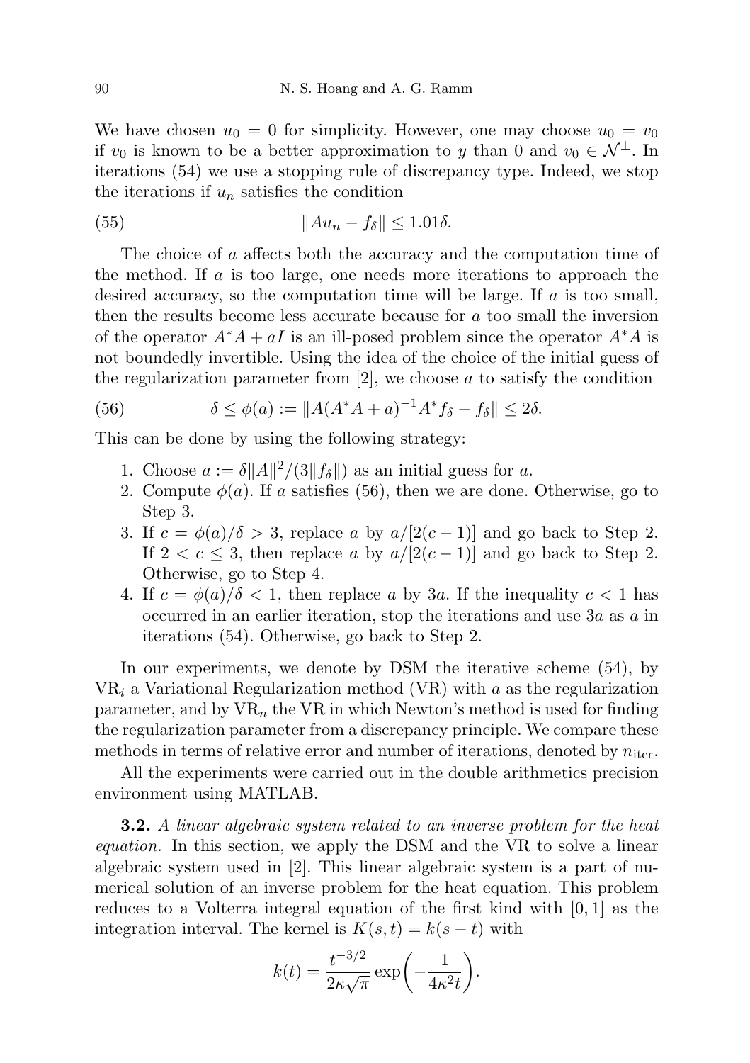We have chosen $u_0 = 0$ for simplicity. However, one may choose $u_0 = v_0$ if $v_0$ is known to be a better approximation to $y$ than 0 and $v_0 \in \mathcal{N}^\perp$. In iterations (54) we use a stopping rule of discrepancy type. Indeed, we stop the iterations if $u_n$ satisfies the condition

$$\|Au_n - f_\delta\| \le 1.01\delta. \tag{55}$$

The choice of $a$ affects both the accuracy and the computation time of the method. If $a$ is too large, one needs more iterations to approach the desired accuracy, so the computation time will be large. If $a$ is too small, then the results become less accurate because for $a$ too small the inversion of the operator $A^*A + aI$ is an ill-posed problem since the operator $A^*A$ is not boundedly invertible. Using the idea of the choice of the initial guess of the regularization parameter from [2], we choose $a$ to satisfy the condition

$$\delta \le \phi(a) := \|A(A^*A + a)^{-1}A^*f_\delta - f_\delta\| \le 2\delta. \tag{56}$$

This can be done by using the following strategy:

1. Choose $a := \delta\|A\|^2/(3\|f_\delta\|)$ as an initial guess for $a$.
2. Compute $\phi(a)$. If $a$ satisfies (56), then we are done. Otherwise, go to Step 3.
3. If $c = \phi(a)/\delta > 3$, replace $a$ by $a/[2(c-1)]$ and go back to Step 2. If $2 < c \le 3$, then replace $a$ by $a/[2(c-1)]$ and go back to Step 2. Otherwise, go to Step 4.
4. If $c = \phi(a)/\delta < 1$, then replace $a$ by $3a$. If the inequality $c < 1$ has occurred in an earlier iteration, stop the iterations and use $3a$ as $a$ in iterations (54). Otherwise, go back to Step 2.

In our experiments, we denote by DSM the iterative scheme (54), by $\text{VR}_i$ a Variational Regularization method (VR) with $a$ as the regularization parameter, and by $\text{VR}_n$ the VR in which Newton's method is used for finding the regularization parameter from a discrepancy principle. We compare these methods in terms of relative error and number of iterations, denoted by $n_{\text{iter}}$.

All the experiments were carried out in the double arithmetics precision environment using MATLAB.

**3.2.** *A linear algebraic system related to an inverse problem for the heat equation.* In this section, we apply the DSM and the VR to solve a linear algebraic system used in [2]. This linear algebraic system is a part of numerical solution of an inverse problem for the heat equation. This problem reduces to a Volterra integral equation of the first kind with $[0, 1]$ as the integration interval. The kernel is $K(s,t) = k(s-t)$ with

$$k(t) = \frac{t^{-3/2}}{2\kappa\sqrt{\pi}} \exp\left(-\frac{1}{4\kappa^2 t}\right).$$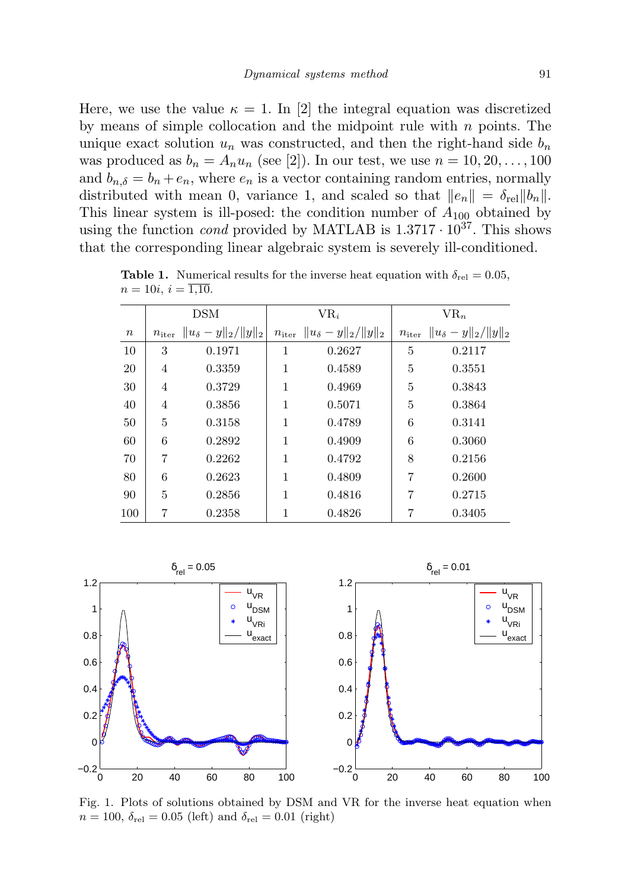Here, we use the value $\kappa = 1$. In [2] the integral equation was discretized by means of simple collocation and the midpoint rule with $n$ points. The unique exact solution $u_n$ was constructed, and then the right-hand side $b_n$ was produced as $b_n = A_n u_n$ (see [2]). In our test, we use $n = 10, 20, \ldots, 100$ and $b_{n,\delta} = b_n + e_n$, where $e_n$ is a vector containing random entries, normally distributed with mean 0, variance 1, and scaled so that $\|e_n\| = \delta_{\text{rel}}\|b_n\|$. This linear system is ill-posed: the condition number of $A_{100}$ obtained by using the function *cond* provided by MATLAB is $1.3717 \cdot 10^{37}$. This shows that the corresponding linear algebraic system is severely ill-conditioned.

**Table 1.** Numerical results for the inverse heat equation with $\delta_{\text{rel}} = 0.05$, $n = 10i$, $i = \overline{1,10}$.

| | DSM | | $\text{VR}_i$ | | $\text{VR}_n$ | |
|---|---|---|---|---|---|---|
| $n$ | $n_{\text{iter}}$ | $\|u_\delta - y\|_2/\|y\|_2$ | $n_{\text{iter}}$ | $\|u_\delta - y\|_2/\|y\|_2$ | $n_{\text{iter}}$ | $\|u_\delta - y\|_2/\|y\|_2$ |
| 10 | 3 | 0.1971 | 1 | 0.2627 | 5 | 0.2117 |
| 20 | 4 | 0.3359 | 1 | 0.4589 | 5 | 0.3551 |
| 30 | 4 | 0.3729 | 1 | 0.4969 | 5 | 0.3843 |
| 40 | 4 | 0.3856 | 1 | 0.5071 | 5 | 0.3864 |
| 50 | 5 | 0.3158 | 1 | 0.4789 | 6 | 0.3141 |
| 60 | 6 | 0.2892 | 1 | 0.4909 | 6 | 0.3060 |
| 70 | 7 | 0.2262 | 1 | 0.4792 | 8 | 0.2156 |
| 80 | 6 | 0.2623 | 1 | 0.4809 | 7 | 0.2600 |
| 90 | 5 | 0.2856 | 1 | 0.4816 | 7 | 0.2715 |
| 100 | 7 | 0.2358 | 1 | 0.4826 | 7 | 0.3405 |

Fig. 1. Plots of solutions obtained by DSM and VR for the inverse heat equation when $n = 100$, $\delta_{\text{rel}} = 0.05$ (left) and $\delta_{\text{rel}} = 0.01$ (right)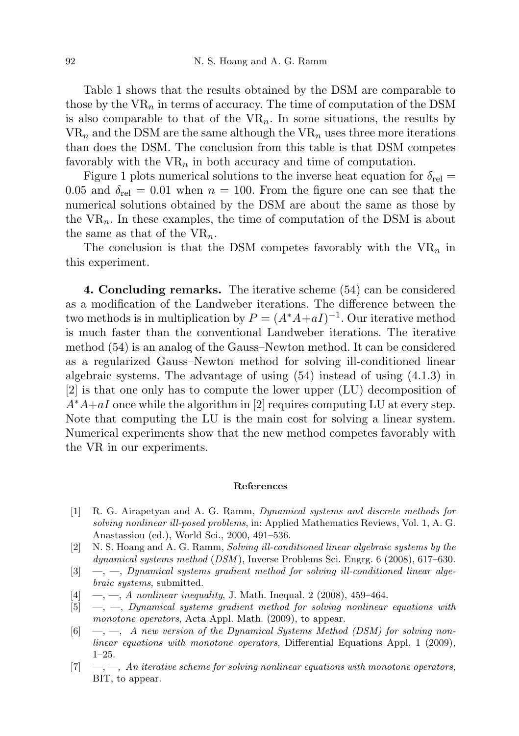Table 1 shows that the results obtained by the DSM are comparable to those by the $\mathrm{VR}_n$ in terms of accuracy. The time of computation of the DSM is also comparable to that of the $\mathrm{VR}_n$. In some situations, the results by $\mathrm{VR}_n$ and the DSM are the same although the $\mathrm{VR}_n$ uses three more iterations than does the DSM. The conclusion from this table is that DSM competes favorably with the $\mathrm{VR}_n$ in both accuracy and time of computation.

Figure 1 plots numerical solutions to the inverse heat equation for $\delta_{\mathrm{rel}} = 0.05$ and $\delta_{\mathrm{rel}} = 0.01$ when $n = 100$. From the figure one can see that the numerical solutions obtained by the DSM are about the same as those by the $\mathrm{VR}_n$. In these examples, the time of computation of the DSM is about the same as that of the $\mathrm{VR}_n$.

The conclusion is that the DSM competes favorably with the $\mathrm{VR}_n$ in this experiment.

**4. Concluding remarks.** The iterative scheme (54) can be considered as a modification of the Landweber iterations. The difference between the two methods is in multiplication by $P = (A^*A+aI)^{-1}$. Our iterative method is much faster than the conventional Landweber iterations. The iterative method (54) is an analog of the Gauss–Newton method. It can be considered as a regularized Gauss–Newton method for solving ill-conditioned linear algebraic systems. The advantage of using (54) instead of using (4.1.3) in [2] is that one only has to compute the lower upper (LU) decomposition of $A^*A+aI$ once while the algorithm in [2] requires computing LU at every step. Note that computing the LU is the main cost for solving a linear system. Numerical experiments show that the new method competes favorably with the VR in our experiments.

### References

[1] R. G. Airapetyan and A. G. Ramm, *Dynamical systems and discrete methods for solving nonlinear ill-posed problems*, in: Applied Mathematics Reviews, Vol. 1, A. G. Anastassiou (ed.), World Sci., 2000, 491–536.

[2] N. S. Hoang and A. G. Ramm, *Solving ill-conditioned linear algebraic systems by the dynamical systems method (DSM)*, Inverse Problems Sci. Engrg. 6 (2008), 617–630.

[3] —, —, *Dynamical systems gradient method for solving ill-conditioned linear algebraic systems*, submitted.

[4] —, —, *A nonlinear inequality*, J. Math. Inequal. 2 (2008), 459–464.

[5] —, —, *Dynamical systems gradient method for solving nonlinear equations with monotone operators*, Acta Appl. Math. (2009), to appear.

[6] —, —, *A new version of the Dynamical Systems Method (DSM) for solving nonlinear equations with monotone operators*, Differential Equations Appl. 1 (2009), 1–25.

[7] —, —, *An iterative scheme for solving nonlinear equations with monotone operators*, BIT, to appear.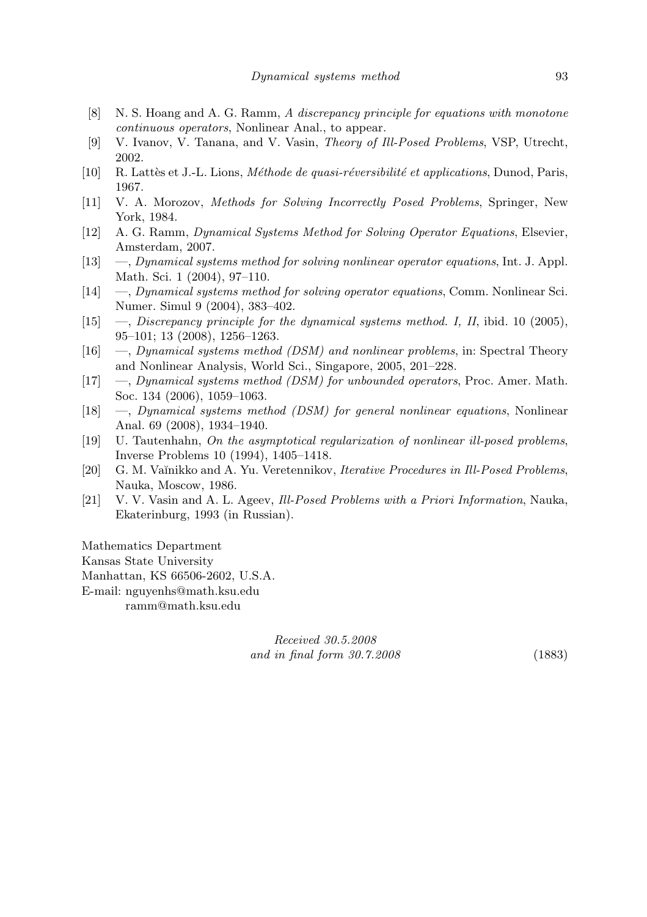[8] N. S. Hoang and A. G. Ramm, *A discrepancy principle for equations with monotone continuous operators*, Nonlinear Anal., to appear.

[9] V. Ivanov, V. Tanana, and V. Vasin, *Theory of Ill-Posed Problems*, VSP, Utrecht, 2002.

[10] R. Lattès et J.-L. Lions, *Méthode de quasi-réversibilité et applications*, Dunod, Paris, 1967.

[11] V. A. Morozov, *Methods for Solving Incorrectly Posed Problems*, Springer, New York, 1984.

[12] A. G. Ramm, *Dynamical Systems Method for Solving Operator Equations*, Elsevier, Amsterdam, 2007.

[13] —, *Dynamical systems method for solving nonlinear operator equations*, Int. J. Appl. Math. Sci. 1 (2004), 97–110.

[14] —, *Dynamical systems method for solving operator equations*, Comm. Nonlinear Sci. Numer. Simul 9 (2004), 383–402.

[15] —, *Discrepancy principle for the dynamical systems method. I, II*, ibid. 10 (2005), 95–101; 13 (2008), 1256–1263.

[16] —, *Dynamical systems method (DSM) and nonlinear problems*, in: Spectral Theory and Nonlinear Analysis, World Sci., Singapore, 2005, 201–228.

[17] —, *Dynamical systems method (DSM) for unbounded operators*, Proc. Amer. Math. Soc. 134 (2006), 1059–1063.

[18] —, *Dynamical systems method (DSM) for general nonlinear equations*, Nonlinear Anal. 69 (2008), 1934–1940.

[19] U. Tautenhahn, *On the asymptotical regularization of nonlinear ill-posed problems*, Inverse Problems 10 (1994), 1405–1418.

[20] G. M. Vaĭnikko and A. Yu. Veretennikov, *Iterative Procedures in Ill-Posed Problems*, Nauka, Moscow, 1986.

[21] V. V. Vasin and A. L. Ageev, *Ill-Posed Problems with a Priori Information*, Nauka, Ekaterinburg, 1993 (in Russian).

Mathematics Department
Kansas State University
Manhattan, KS 66506-2602, U.S.A.
E-mail: nguyenhs@math.ksu.edu
ramm@math.ksu.edu

*Received 30.5.2008*
*and in final form 30.7.2008* (1883)